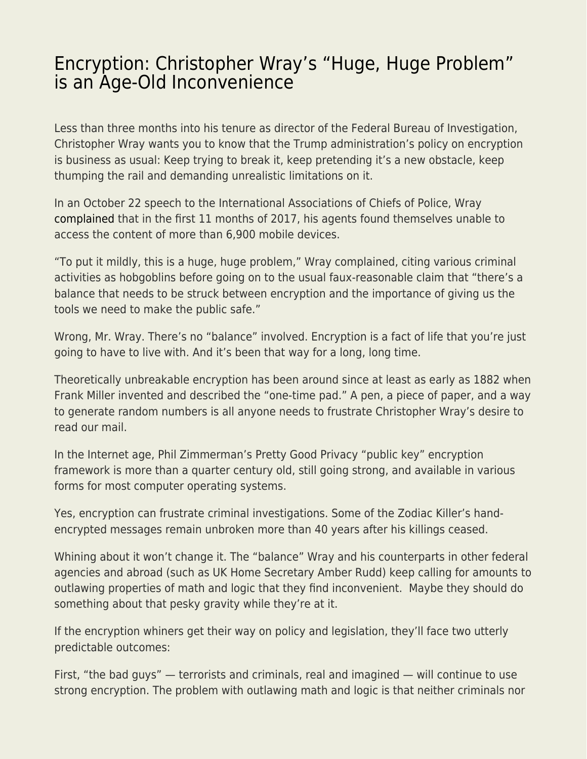# Encryption: Christopher Wray's "Huge, Huge Problem" is an Age-Old Inconvenience

Less than three months into his tenure as director of the Federal Bureau of Investigation, Christopher Wray wants you to know that the Trump administration's policy on encryption is business as usual: Keep trying to break it, keep pretending it's a new obstacle, keep thumping the rail and demanding unrealistic limitations on it.

In an October 22 speech to the International Associations of Chiefs of Police, Wray complained that in the first 11 months of 2017, his agents found themselves unable to access the content of more than 6,900 mobile devices.

"To put it mildly, this is a huge, huge problem," Wray complained, citing various criminal activities as hobgoblins before going on to the usual faux-reasonable claim that "there's a balance that needs to be struck between encryption and the importance of giving us the tools we need to make the public safe."

Wrong, Mr. Wray. There's no "balance" involved. Encryption is a fact of life that you're just going to have to live with. And it's been that way for a long, long time.

Theoretically unbreakable encryption has been around since at least as early as 1882 when Frank Miller invented and described the "one-time pad." A pen, a piece of paper, and a way to generate random numbers is all anyone needs to frustrate Christopher Wray's desire to read our mail.

In the Internet age, Phil Zimmerman's Pretty Good Privacy "public key" encryption framework is more than a quarter century old, still going strong, and available in various forms for most computer operating systems.

Yes, encryption can frustrate criminal investigations. Some of the Zodiac Killer's hand-encrypted messages remain unbroken more than 40 years after his killings ceased.

Whining about it won't change it. The "balance" Wray and his counterparts in other federal agencies and abroad (such as UK Home Secretary Amber Rudd) keep calling for amounts to outlawing properties of math and logic that they find inconvenient. Maybe they should do something about that pesky gravity while they're at it.

If the encryption whiners get their way on policy and legislation, they'll face two utterly predictable outcomes:

First, "the bad guys" — terrorists and criminals, real and imagined — will continue to use strong encryption. The problem with outlawing math and logic is that neither criminals nor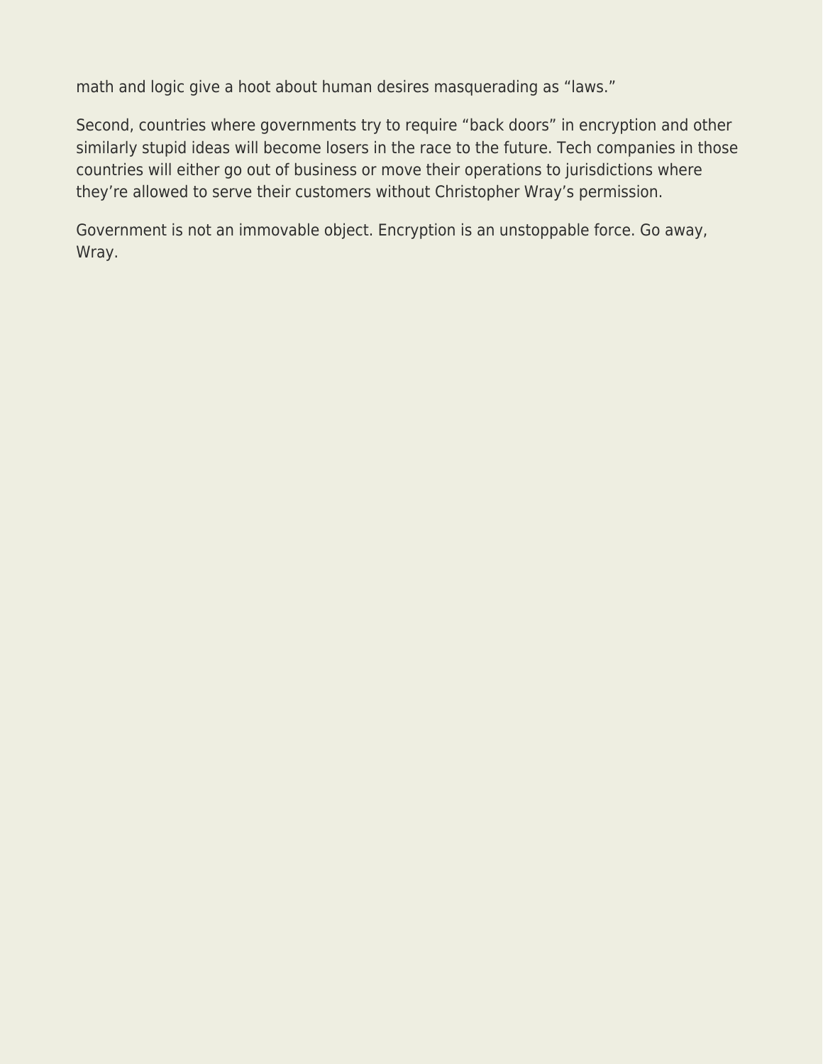math and logic give a hoot about human desires masquerading as “laws.”

Second, countries where governments try to require “back doors” in encryption and other similarly stupid ideas will become losers in the race to the future. Tech companies in those countries will either go out of business or move their operations to jurisdictions where they’re allowed to serve their customers without Christopher Wray’s permission.

Government is not an immovable object. Encryption is an unstoppable force. Go away, Wray.